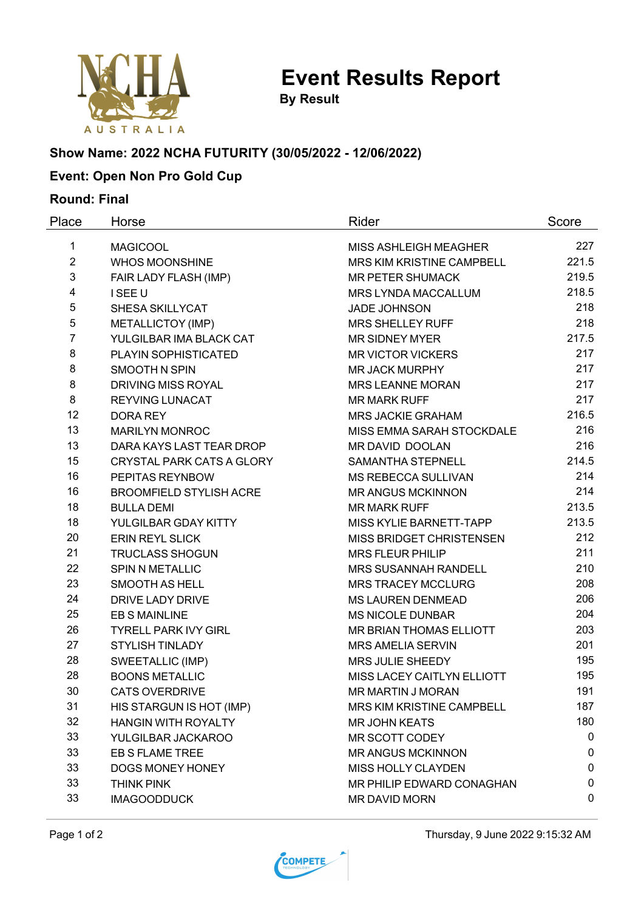# Event Results Report

**By Result**

### Show Name: 2022 NCHA FUTURITY (30/05/2022 - 12/06/2022)

### Event: Open Non Pro Gold Cup

### Round: Final

| Place | Horse | Rider | Score |
|---|---|---|---|
| 1 | MAGICOOL | MISS ASHLEIGH MEAGHER | 227 |
| 2 | WHOS MOONSHINE | MRS KIM KRISTINE CAMPBELL | 221.5 |
| 3 | FAIR LADY FLASH (IMP) | MR PETER SHUMACK | 219.5 |
| 4 | I SEE U | MRS LYNDA MACCALLUM | 218.5 |
| 5 | SHESA SKILLYCAT | JADE JOHNSON | 218 |
| 5 | METALLICTOY (IMP) | MRS SHELLEY RUFF | 218 |
| 7 | YULGILBAR IMA BLACK CAT | MR SIDNEY MYER | 217.5 |
| 8 | PLAYIN SOPHISTICATED | MR VICTOR VICKERS | 217 |
| 8 | SMOOTH N SPIN | MR JACK MURPHY | 217 |
| 8 | DRIVING MISS ROYAL | MRS LEANNE MORAN | 217 |
| 8 | REYVING LUNACAT | MR MARK RUFF | 217 |
| 12 | DORA REY | MRS JACKIE GRAHAM | 216.5 |
| 13 | MARILYN MONROC | MISS EMMA SARAH STOCKDALE | 216 |
| 13 | DARA KAYS LAST TEAR DROP | MR DAVID DOOLAN | 216 |
| 15 | CRYSTAL PARK CATS A GLORY | SAMANTHA STEPNELL | 214.5 |
| 16 | PEPITAS REYNBOW | MS REBECCA SULLIVAN | 214 |
| 16 | BROOMFIELD STYLISH ACRE | MR ANGUS MCKINNON | 214 |
| 18 | BULLA DEMI | MR MARK RUFF | 213.5 |
| 18 | YULGILBAR GDAY KITTY | MISS KYLIE BARNETT-TAPP | 213.5 |
| 20 | ERIN REYL SLICK | MISS BRIDGET CHRISTENSEN | 212 |
| 21 | TRUCLASS SHOGUN | MRS FLEUR PHILIP | 211 |
| 22 | SPIN N METALLIC | MRS SUSANNAH RANDELL | 210 |
| 23 | SMOOTH AS HELL | MRS TRACEY MCCLURG | 208 |
| 24 | DRIVE LADY DRIVE | MS LAUREN DENMEAD | 206 |
| 25 | EB S MAINLINE | MS NICOLE DUNBAR | 204 |
| 26 | TYRELL PARK IVY GIRL | MR BRIAN THOMAS ELLIOTT | 203 |
| 27 | STYLISH TINLADY | MRS AMELIA SERVIN | 201 |
| 28 | SWEETALLIC (IMP) | MRS JULIE SHEEDY | 195 |
| 28 | BOONS METALLIC | MISS LACEY CAITLYN ELLIOTT | 195 |
| 30 | CATS OVERDRIVE | MR MARTIN J MORAN | 191 |
| 31 | HIS STARGUN IS HOT (IMP) | MRS KIM KRISTINE CAMPBELL | 187 |
| 32 | HANGIN WITH ROYALTY | MR JOHN KEATS | 180 |
| 33 | YULGILBAR JACKAROO | MR SCOTT CODEY | 0 |
| 33 | EB S FLAME TREE | MR ANGUS MCKINNON | 0 |
| 33 | DOGS MONEY HONEY | MISS HOLLY CLAYDEN | 0 |
| 33 | THINK PINK | MR PHILIP EDWARD CONAGHAN | 0 |
| 33 | IMAGOODDUCK | MR DAVID MORN | 0 |

Thursday, 9 June 2022 9:15:32 AM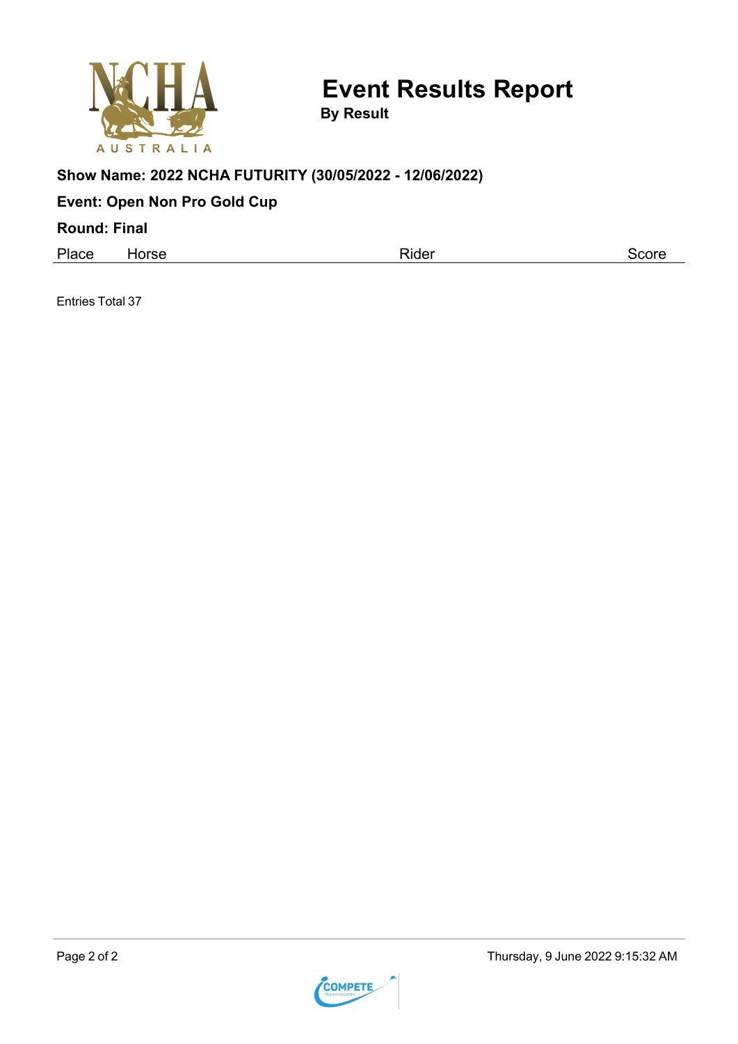# Event Results Report

**By Result**

**Show Name: 2022 NCHA FUTURITY (30/05/2022 - 12/06/2022)**

**Event: Open Non Pro Gold Cup**

**Round: Final**

| Place | Horse | Rider | Score |
|---|---|---|---|

Entries Total 37

Thursday, 9 June 2022 9:15:32 AM